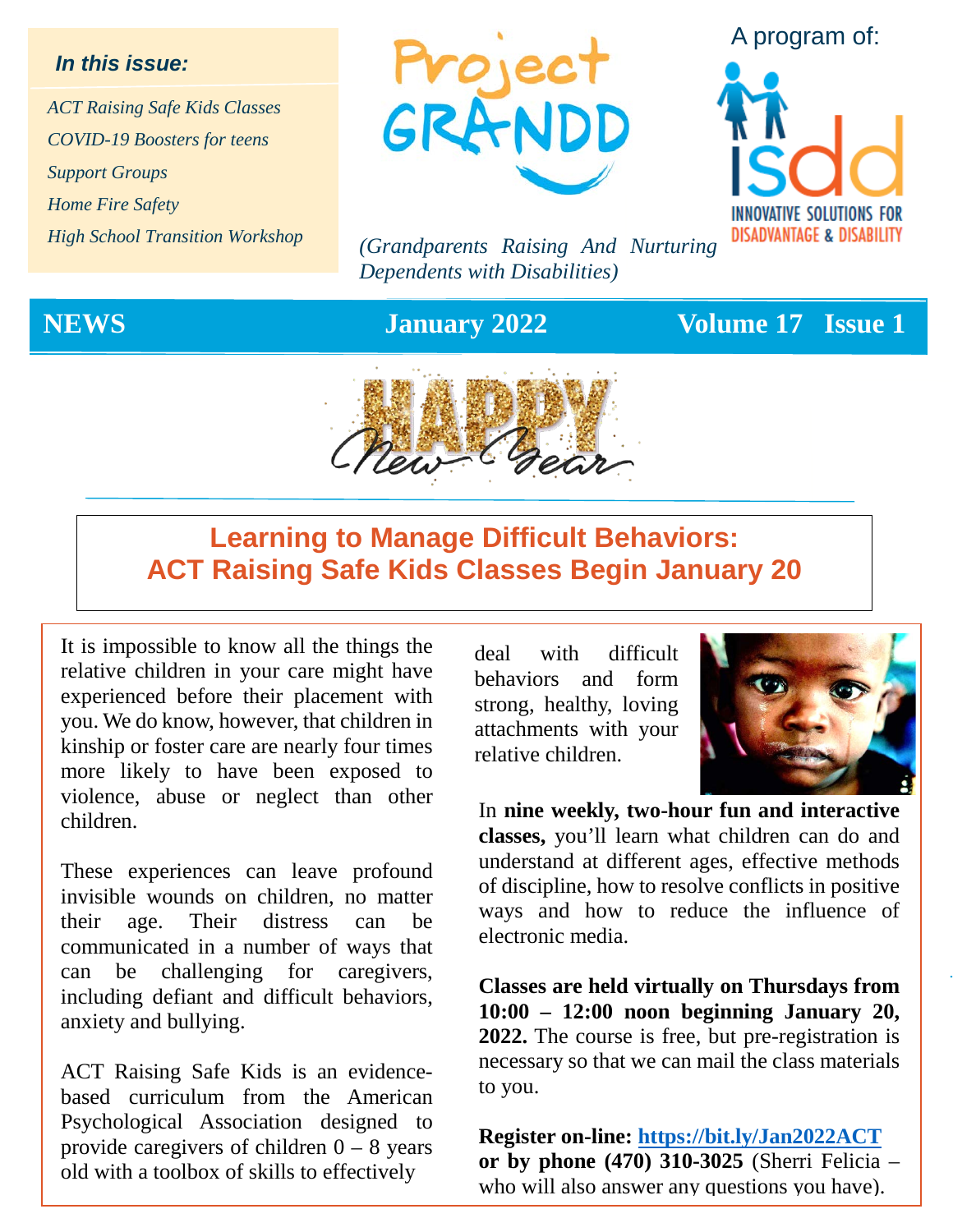**In this issue:**

*ACT Raising Safe Kids Classes*

*COVID-19 Boosters for teens*

*Support Groups*

*Home Fire Safety*

*High School Transition Workshop*

# Project GRANDD

*(Grandparents Raising And Nurturing Dependents with Disabilities)*

A program of: isdd — INNOVATIVE SOLUTIONS FOR DISADVANTAGE & DISABILITY

**NEWS** **January 2022** **Volume 17 Issue 1**

Happy New Year

## Learning to Manage Difficult Behaviors: ACT Raising Safe Kids Classes Begin January 20

It is impossible to know all the things the relative children in your care might have experienced before their placement with you. We do know, however, that children in kinship or foster care are nearly four times more likely to have been exposed to violence, abuse or neglect than other children.

These experiences can leave profound invisible wounds on children, no matter their age. Their distress can be communicated in a number of ways that can be challenging for caregivers, including defiant and difficult behaviors, anxiety and bullying.

ACT Raising Safe Kids is an evidence-based curriculum from the American Psychological Association designed to provide caregivers of children 0 – 8 years old with a toolbox of skills to effectively deal with difficult behaviors and form strong, healthy, loving attachments with your relative children.

In **nine weekly, two-hour fun and interactive classes,** you'll learn what children can do and understand at different ages, effective methods of discipline, how to resolve conflicts in positive ways and how to reduce the influence of electronic media.

**Classes are held virtually on Thursdays from 10:00 – 12:00 noon beginning January 20, 2022.** The course is free, but pre-registration is necessary so that we can mail the class materials to you.

**Register on-line: https://bit.ly/Jan2022ACT or by phone (470) 310-3025** (Sherri Felicia – who will also answer any questions you have).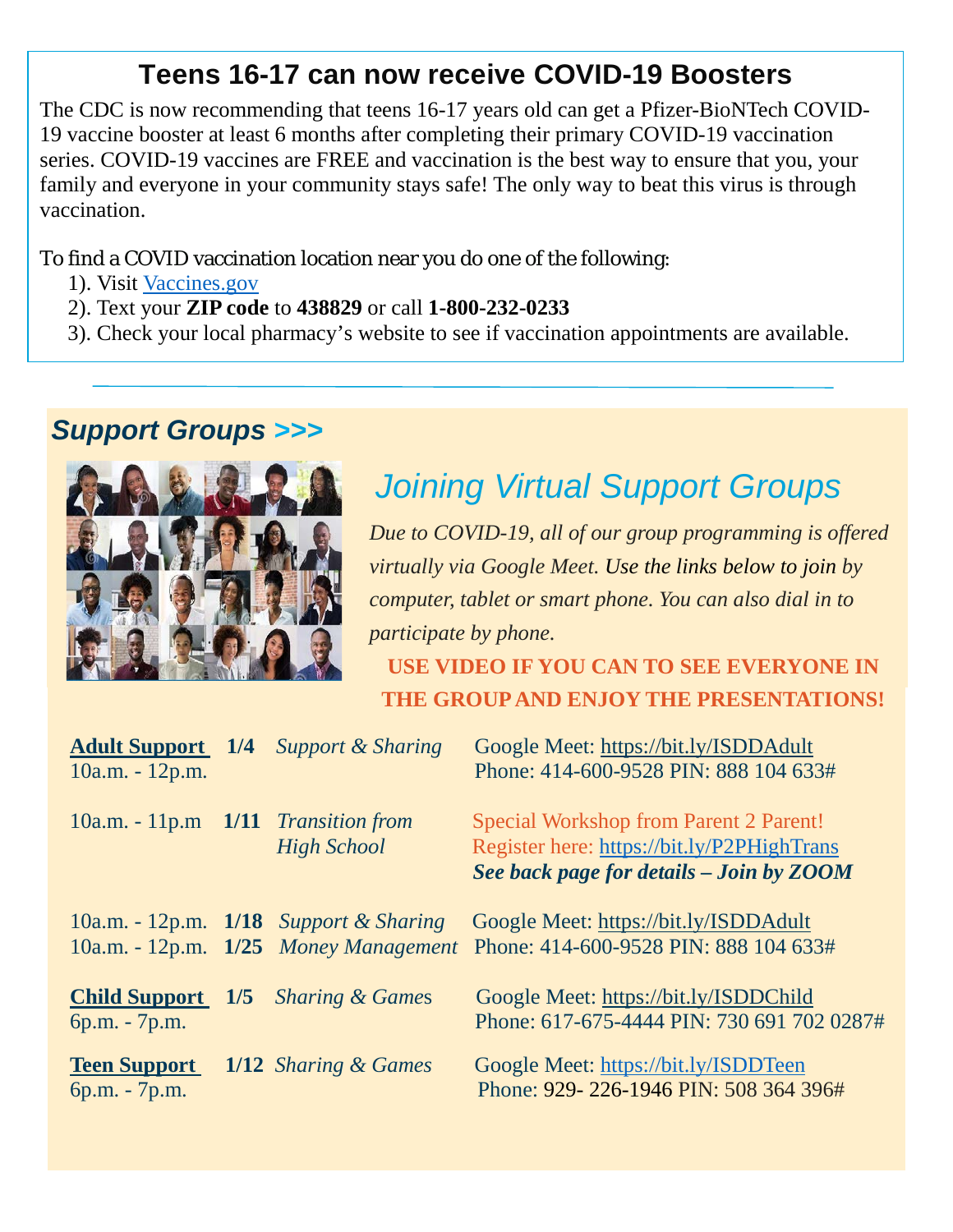## Teens 16-17 can now receive COVID-19 Boosters

The CDC is now recommending that teens 16-17 years old can get a Pfizer-BioNTech COVID-19 vaccine booster at least 6 months after completing their primary COVID-19 vaccination series. COVID-19 vaccines are FREE and vaccination is the best way to ensure that you, your family and everyone in your community stays safe! The only way to beat this virus is through vaccination.

To find a COVID vaccination location near you do one of the following:

1). Visit [Vaccines.gov](Vaccines.gov)
2). Text your **ZIP code** to **438829** or call **1-800-232-0233**
3). Check your local pharmacy's website to see if vaccination appointments are available.

---

## *Support Groups >>>*

### *Joining Virtual Support Groups*

*Due to COVID-19, all of our group programming is offered virtually via Google Meet. Use the links below to join by computer, tablet or smart phone. You can also dial in to participate by phone.*

**USE VIDEO IF YOU CAN TO SEE EVERYONE IN THE GROUP AND ENJOY THE PRESENTATIONS!**

| Group / Time | Date | Topic | Access |
|---|---|---|---|
| **Adult Support** 10a.m. - 12p.m. | **1/4** | *Support & Sharing* | Google Meet: https://bit.ly/ISDDAdult Phone: 414-600-9528 PIN: 888 104 633# |
| 10a.m. - 11p.m | **1/11** | *Transition from High School* | Special Workshop from Parent 2 Parent! Register here: https://bit.ly/P2PHighTrans ***See back page for details – Join by ZOOM*** |
| 10a.m. - 12p.m. | **1/18** | *Support & Sharing* | Google Meet: https://bit.ly/ISDDAdult |
| 10a.m. - 12p.m. | **1/25** | *Money Management* | Phone: 414-600-9528 PIN: 888 104 633# |
| **Child Support** 6p.m. - 7p.m. | **1/5** | *Sharing & Games* | Google Meet: https://bit.ly/ISDDChild Phone: 617-675-4444 PIN: 730 691 702 0287# |
| **Teen Support** 6p.m. - 7p.m. | **1/12** | *Sharing & Games* | Google Meet: https://bit.ly/ISDDTeen Phone: 929- 226-1946 PIN: 508 364 396# |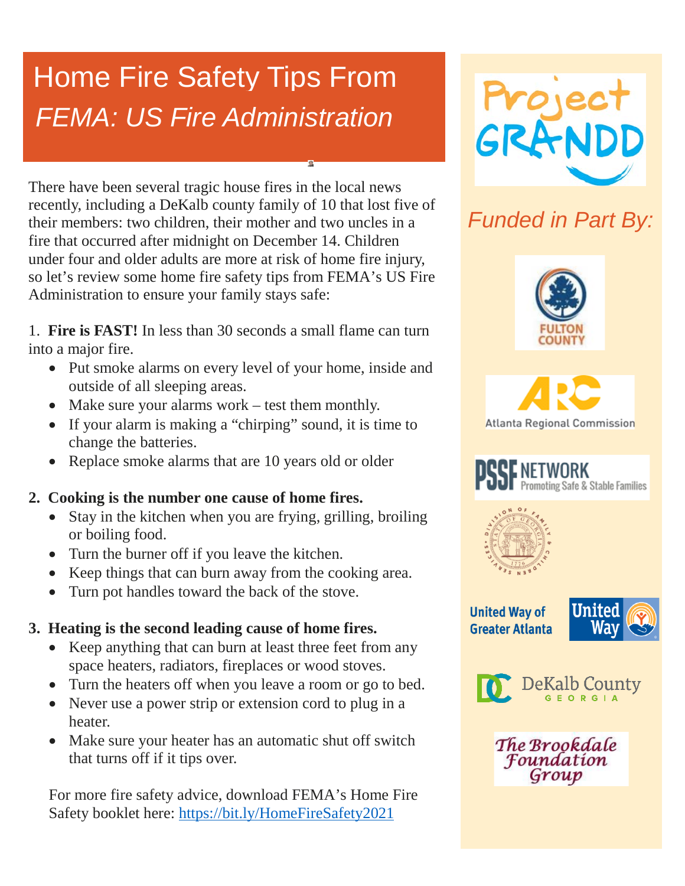# Home Fire Safety Tips From *FEMA: US Fire Administration*

There have been several tragic house fires in the local news recently, including a DeKalb county family of 10 that lost five of their members: two children, their mother and two uncles in a fire that occurred after midnight on December 14. Children under four and older adults are more at risk of home fire injury, so let's review some home fire safety tips from FEMA's US Fire Administration to ensure your family stays safe:

1. **Fire is FAST!** In less than 30 seconds a small flame can turn into a major fire.
   - Put smoke alarms on every level of your home, inside and outside of all sleeping areas.
   - Make sure your alarms work – test them monthly.
   - If your alarm is making a "chirping" sound, it is time to change the batteries.
   - Replace smoke alarms that are 10 years old or older

2. **Cooking is the number one cause of home fires.**
   - Stay in the kitchen when you are frying, grilling, broiling or boiling food.
   - Turn the burner off if you leave the kitchen.
   - Keep things that can burn away from the cooking area.
   - Turn pot handles toward the back of the stove.

3. **Heating is the second leading cause of home fires.**
   - Keep anything that can burn at least three feet from any space heaters, radiators, fireplaces or wood stoves.
   - Turn the heaters off when you leave a room or go to bed.
   - Never use a power strip or extension cord to plug in a heater.
   - Make sure your heater has an automatic shut off switch that turns off if it tips over.

For more fire safety advice, download FEMA's Home Fire Safety booklet here: https://bit.ly/HomeFireSafety2021

Project GRANDD

*Funded in Part By:*

Fulton County

Atlanta Regional Commission

PSSF Network Promoting Safe & Stable Families

Division of Family & Children Services, State of Georgia

United Way of Greater Atlanta

DeKalb County Georgia

The Brookdale Foundation Group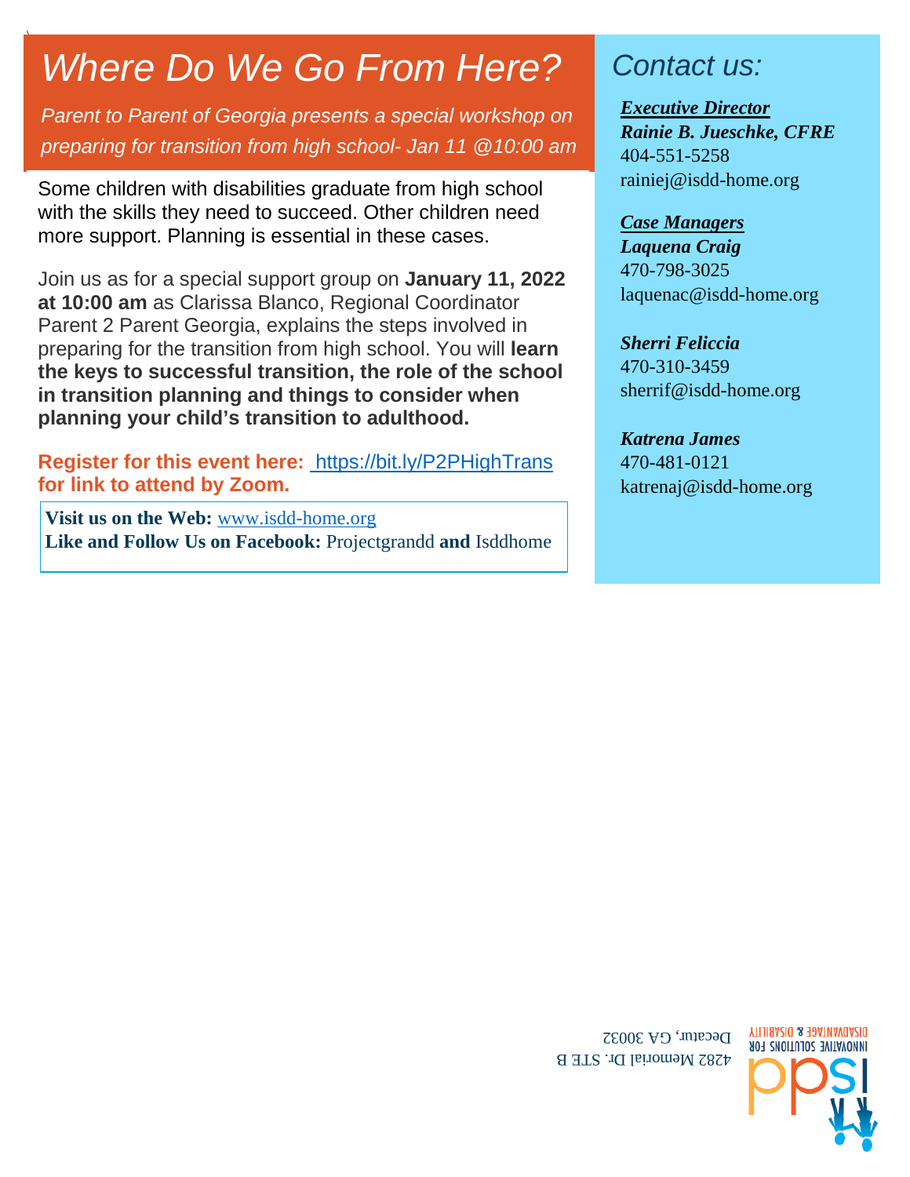# *Where Do We Go From Here?*

*Parent to Parent of Georgia presents a special workshop on preparing for transition from high school- Jan 11 @10:00 am*

Some children with disabilities graduate from high school with the skills they need to succeed. Other children need more support. Planning is essential in these cases.

Join us as for a special support group on **January 11, 2022 at 10:00 am** as Clarissa Blanco, Regional Coordinator Parent 2 Parent Georgia, explains the steps involved in preparing for the transition from high school. You will **learn the keys to successful transition, the role of the school in transition planning and things to consider when planning your child's transition to adulthood.**

**Register for this event here:** https://bit.ly/P2PHighTrans **for link to attend by Zoom.**

**Visit us on the Web:** www.isdd-home.org
**Like and Follow Us on Facebook:** Projectgrandd **and** Isddhome

## *Contact us:*

***Executive Director***
***Rainie B. Jueschke, CFRE***
404-551-5258
rainiej@isdd-home.org

***Case Managers***
***Laquena Craig***
470-798-3025
laquenac@isdd-home.org

***Sherri Feliccia***
470-310-3459
sherrif@isdd-home.org

***Katrena James***
470-481-0121
katrenaj@isdd-home.org

4282 Memorial Dr. STE B
Decatur, GA 30032

isdd
INNOVATIVE SOLUTIONS FOR DISADVANTAGE & DISABILITY